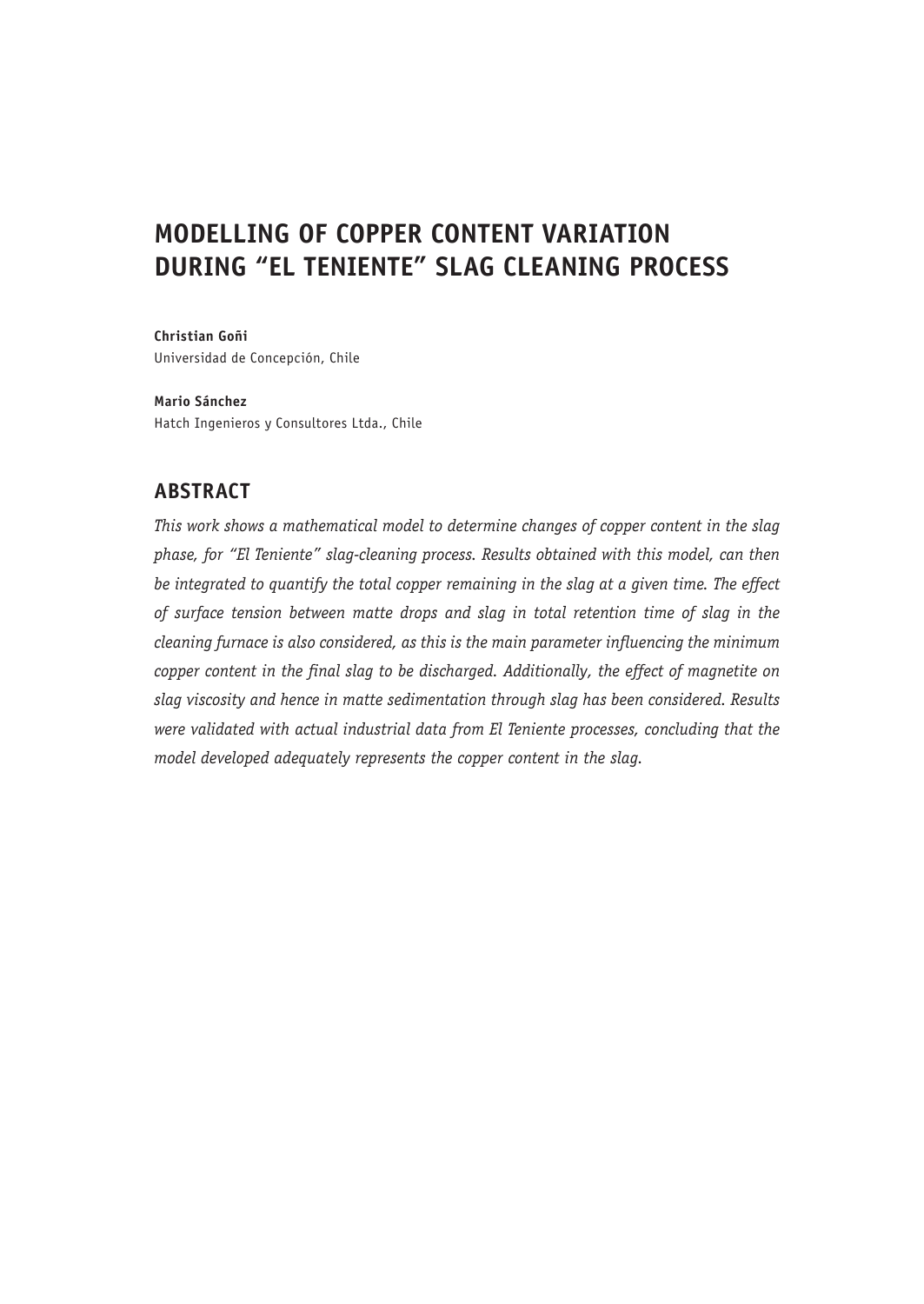# MODELLING OF COPPER CONTENT VARIATION DURING “EL TENIENTE” SLAG CLEANING PROCESS

**Christian Goñi**
Universidad de Concepción, Chile

**Mario Sánchez**
Hatch Ingenieros y Consultores Ltda., Chile

## ABSTRACT

*This work shows a mathematical model to determine changes of copper content in the slag phase, for “El Teniente” slag-cleaning process. Results obtained with this model, can then be integrated to quantify the total copper remaining in the slag at a given time. The effect of surface tension between matte drops and slag in total retention time of slag in the cleaning furnace is also considered, as this is the main parameter influencing the minimum copper content in the final slag to be discharged. Additionally, the effect of magnetite on slag viscosity and hence in matte sedimentation through slag has been considered. Results were validated with actual industrial data from El Teniente processes, concluding that the model developed adequately represents the copper content in the slag.*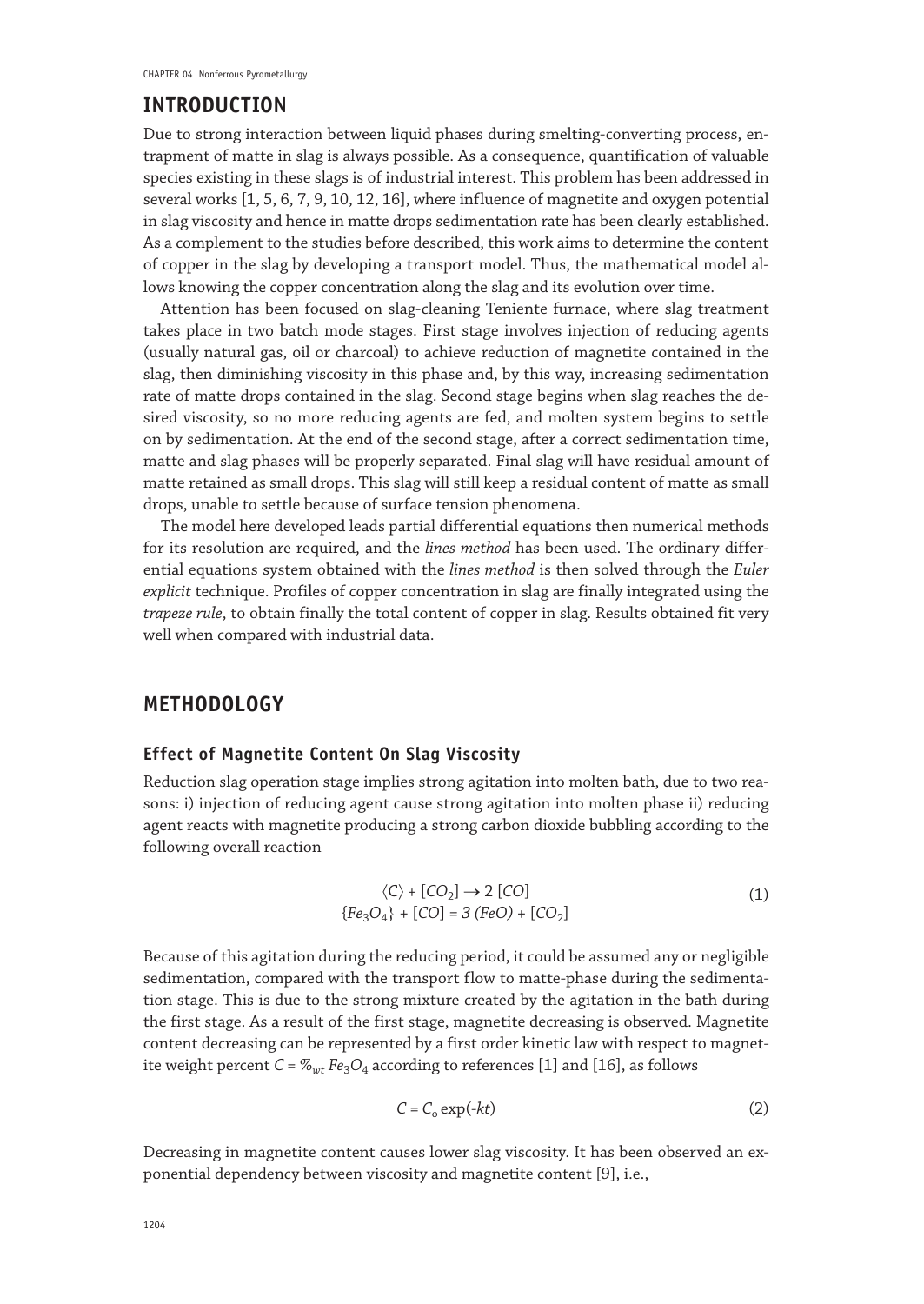## INTRODUCTION

Due to strong interaction between liquid phases during smelting-converting process, entrapment of matte in slag is always possible. As a consequence, quantification of valuable species existing in these slags is of industrial interest. This problem has been addressed in several works [1, 5, 6, 7, 9, 10, 12, 16], where influence of magnetite and oxygen potential in slag viscosity and hence in matte drops sedimentation rate has been clearly established. As a complement to the studies before described, this work aims to determine the content of copper in the slag by developing a transport model. Thus, the mathematical model allows knowing the copper concentration along the slag and its evolution over time.

Attention has been focused on slag-cleaning Teniente furnace, where slag treatment takes place in two batch mode stages. First stage involves injection of reducing agents (usually natural gas, oil or charcoal) to achieve reduction of magnetite contained in the slag, then diminishing viscosity in this phase and, by this way, increasing sedimentation rate of matte drops contained in the slag. Second stage begins when slag reaches the desired viscosity, so no more reducing agents are fed, and molten system begins to settle on by sedimentation. At the end of the second stage, after a correct sedimentation time, matte and slag phases will be properly separated. Final slag will have residual amount of matte retained as small drops. This slag will still keep a residual content of matte as small drops, unable to settle because of surface tension phenomena.

The model here developed leads partial differential equations then numerical methods for its resolution are required, and the *lines method* has been used. The ordinary differential equations system obtained with the *lines method* is then solved through the *Euler explicit* technique. Profiles of copper concentration in slag are finally integrated using the *trapeze rule*, to obtain finally the total content of copper in slag. Results obtained fit very well when compared with industrial data.

## METHODOLOGY

### Effect of Magnetite Content On Slag Viscosity

Reduction slag operation stage implies strong agitation into molten bath, due to two reasons: i) injection of reducing agent cause strong agitation into molten phase ii) reducing agent reacts with magnetite producing a strong carbon dioxide bubbling according to the following overall reaction

$$\langle C \rangle + [CO_2] \rightarrow 2\,[CO] \qquad (1)$$
$$\{Fe_3O_4\} + [CO] = 3\,(FeO) + [CO_2]$$

Because of this agitation during the reducing period, it could be assumed any or negligible sedimentation, compared with the transport flow to matte-phase during the sedimentation stage. This is due to the strong mixture created by the agitation in the bath during the first stage. As a result of the first stage, magnetite decreasing is observed. Magnetite content decreasing can be represented by a first order kinetic law with respect to magnetite weight percent $C = \%_{wt}\, Fe_3O_4$ according to references [1] and [16], as follows

$$C = C_o \exp(-kt) \qquad (2)$$

Decreasing in magnetite content causes lower slag viscosity. It has been observed an exponential dependency between viscosity and magnetite content [9], i.e.,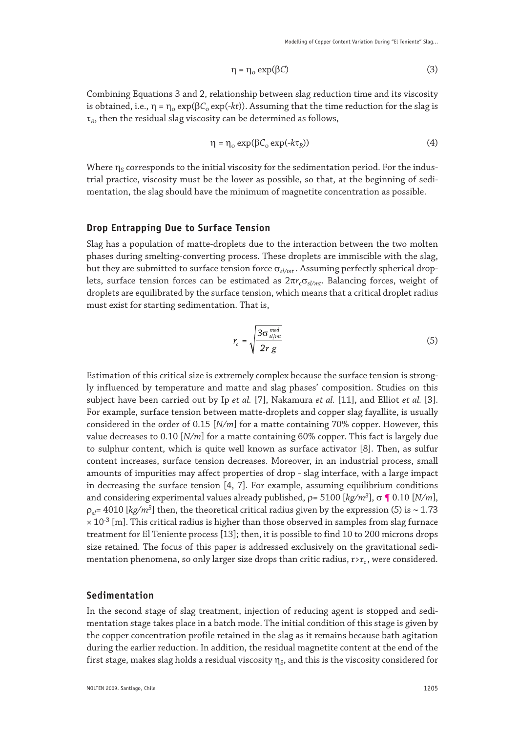$$\eta = \eta_o \exp(\beta C) \tag{3}$$

Combining Equations 3 and 2, relationship between slag reduction time and its viscosity is obtained, i.e., $\eta = \eta_o \exp(\beta C_o \exp(-kt))$. Assuming that the time reduction for the slag is $\tau_R$, then the residual slag viscosity can be determined as follows,

$$\eta = \eta_o \exp(\beta C_o \exp(-k\tau_R)) \tag{4}$$

Where $\eta_S$ corresponds to the initial viscosity for the sedimentation period. For the industrial practice, viscosity must be the lower as possible, so that, at the beginning of sedimentation, the slag should have the minimum of magnetite concentration as possible.

## Drop Entrapping Due to Surface Tension

Slag has a population of matte-droplets due to the interaction between the two molten phases during smelting-converting process. These droplets are immiscible with the slag, but they are submitted to surface tension force $\sigma_{sl/mt}$. Assuming perfectly spherical droplets, surface tension forces can be estimated as $2\pi r_c \sigma_{sl/mt}$. Balancing forces, weight of droplets are equilibrated by the surface tension, which means that a critical droplet radius must exist for starting sedimentation. That is,

$$r_c = \sqrt{\frac{3\sigma_{sl/mt}^{mod}}{2r\, g}} \tag{5}$$

Estimation of this critical size is extremely complex because the surface tension is strongly influenced by temperature and matte and slag phases' composition. Studies on this subject have been carried out by Ip *et al.* [7], Nakamura *et al.* [11], and Elliot *et al.* [3]. For example, surface tension between matte-droplets and copper slag fayallite, is usually considered in the order of 0.15 [*N/m*] for a matte containing 70% copper. However, this value decreases to 0.10 [*N/m*] for a matte containing 60% copper. This fact is largely due to sulphur content, which is quite well known as surface activator [8]. Then, as sulfur content increases, surface tension decreases. Moreover, in an industrial process, small amounts of impurities may affect properties of drop - slag interface, with a large impact in decreasing the surface tension [4, 7]. For example, assuming equilibrium conditions and considering experimental values already published, $\rho$= 5100 [$kg/m^3$], $\sigma$ ¶ 0.10 [*N/m*], $\rho_{sl}$= 4010 [$kg/m^3$] then, the theoretical critical radius given by the expression (5) is ~ $1.73 \times 10^{-3}$ [m]. This critical radius is higher than those observed in samples from slag furnace treatment for El Teniente process [13]; then, it is possible to find 10 to 200 microns drops size retained. The focus of this paper is addressed exclusively on the gravitational sedimentation phenomena, so only larger size drops than critic radius, $r > r_c$, were considered.

## Sedimentation

In the second stage of slag treatment, injection of reducing agent is stopped and sedimentation stage takes place in a batch mode. The initial condition of this stage is given by the copper concentration profile retained in the slag as it remains because bath agitation during the earlier reduction. In addition, the residual magnetite content at the end of the first stage, makes slag holds a residual viscosity $\eta_S$, and this is the viscosity considered for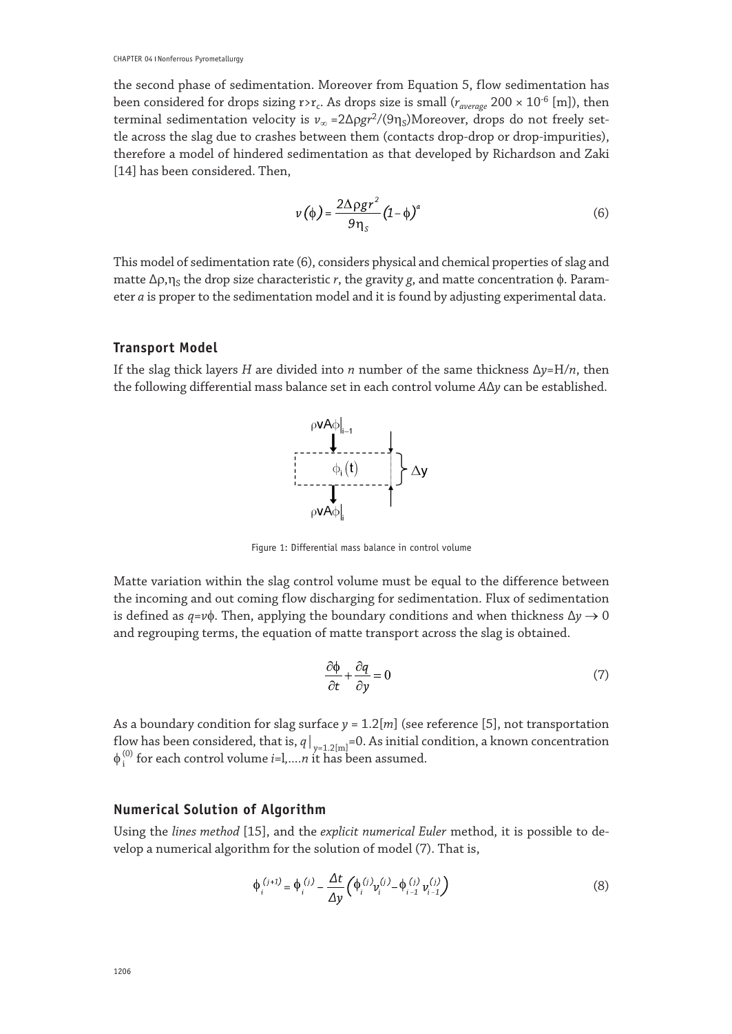the second phase of sedimentation. Moreover from Equation 5, flow sedimentation has been considered for drops sizing $r>r_c$. As drops size is small ($r_{average}$ $200 \times 10^{-6}$ [m]), then terminal sedimentation velocity is $v_\infty = 2\Delta\rho g r^2/(9\eta_S)$Moreover, drops do not freely settle across the slag due to crashes between them (contacts drop-drop or drop-impurities), therefore a model of hindered sedimentation as that developed by Richardson and Zaki [14] has been considered. Then,

$$v(\phi) = \frac{2\Delta\rho g r^2}{9\eta_S}(1-\phi)^a \tag{6}$$

This model of sedimentation rate (6), considers physical and chemical properties of slag and matte $\Delta\rho, \eta_S$ the drop size characteristic $r$, the gravity $g$, and matte concentration $\phi$. Parameter $a$ is proper to the sedimentation model and it is found by adjusting experimental data.

### Transport Model

If the slag thick layers $H$ are divided into $n$ number of the same thickness $\Delta y = H/n$, then the following differential mass balance set in each control volume $A\Delta y$ can be established.

$\rho v A \phi|_{i-1}$

$\phi_i(t)$

$\Delta y$

$\rho v A \phi|_i$

Figure 1: Differential mass balance in control volume

Matte variation within the slag control volume must be equal to the difference between the incoming and out coming flow discharging for sedimentation. Flux of sedimentation is defined as $q=v\phi$. Then, applying the boundary conditions and when thickness $\Delta y \to 0$ and regrouping terms, the equation of matte transport across the slag is obtained.

$$\frac{\partial \phi}{\partial t} + \frac{\partial q}{\partial y} = 0 \tag{7}$$

As a boundary condition for slag surface $y = 1.2[m]$ (see reference [5], not transportation flow has been considered, that is, $q|_{y=1.2[m]}=0$. As initial condition, a known concentration $\phi_i^{(0)}$ for each control volume $i$=l,....$n$ it has been assumed.

### Numerical Solution of Algorithm

Using the *lines method* [15], and the *explicit numerical Euler* method, it is possible to develop a numerical algorithm for the solution of model (7). That is,

$$\phi_i^{(j+1)} = \phi_i^{(j)} - \frac{\Delta t}{\Delta y}\left(\phi_i^{(j)} v_i^{(j)} - \phi_{i-1}^{(j)} v_{i-1}^{(j)}\right) \tag{8}$$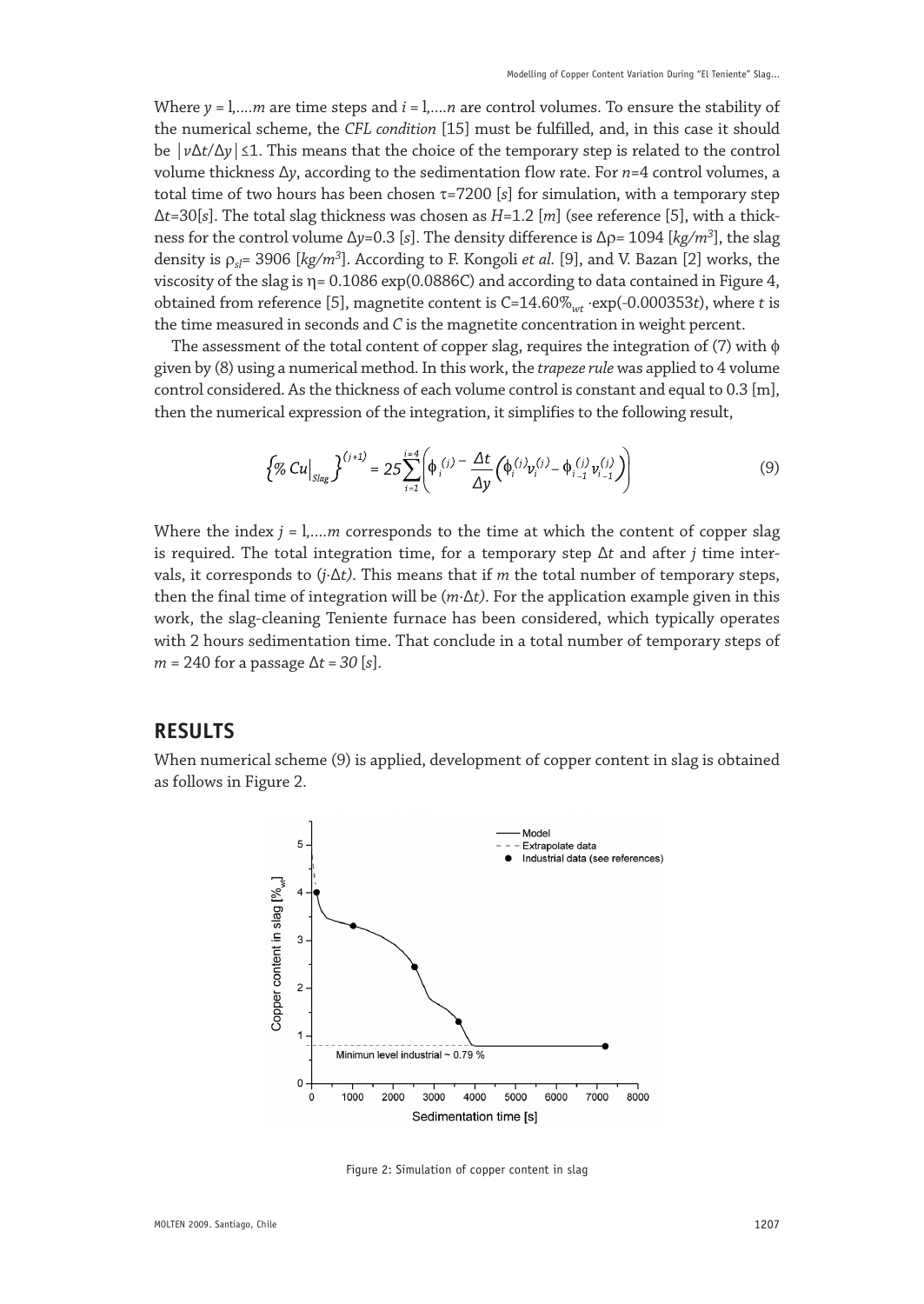Where $y = 1,....m$ are time steps and $i = 1,....n$ are control volumes. To ensure the stability of the numerical scheme, the *CFL condition* [15] must be fulfilled, and, in this case it should be $|v\Delta t/\Delta y| \leq 1$. This means that the choice of the temporary step is related to the control volume thickness $\Delta y$, according to the sedimentation flow rate. For $n$=4 control volumes, a total time of two hours has been chosen $\tau$=7200 [$s$] for simulation, with a temporary step $\Delta t$=30[$s$]. The total slag thickness was chosen as $H$=1.2 [$m$] (see reference [5], with a thickness for the control volume $\Delta y$=0.3 [$s$]. The density difference is $\Delta\rho$= 1094 [$kg/m^3$], the slag density is $\rho_{sl}$= 3906 [$kg/m^3$]. According to F. Kongoli *et al.* [9], and V. Bazan [2] works, the viscosity of the slag is $\eta$= 0.1086 exp(0.0886C) and according to data contained in Figure 4, obtained from reference [5], magnetite content is C=14.60$\%_{wt}$ ·exp(-0.000353$t$), where $t$ is the time measured in seconds and $C$ is the magnetite concentration in weight percent.

The assessment of the total content of copper slag, requires the integration of (7) with $\phi$ given by (8) using a numerical method. In this work, the *trapeze rule* was applied to 4 volume control considered. As the thickness of each volume control is constant and equal to 0.3 [m], then the numerical expression of the integration, it simplifies to the following result,

$$\left\{\% \, Cu\big|_{Slag}\right\}^{(j+1)} = 25\sum_{i=1}^{i=4}\left(\phi_i^{(j)} - \frac{\Delta t}{\Delta y}\left(\phi_i^{(j)}v_i^{(j)} - \phi_{i-1}^{(j)}v_{i-1}^{(j)}\right)\right) \tag{9}$$

Where the index $j = 1,....m$ corresponds to the time at which the content of copper slag is required. The total integration time, for a temporary step $\Delta t$ and after $j$ time intervals, it corresponds to $(j{\cdot}\Delta t)$. This means that if $m$ the total number of temporary steps, then the final time of integration will be $(m{\cdot}\Delta t)$. For the application example given in this work, the slag-cleaning Teniente furnace has been considered, which typically operates with 2 hours sedimentation time. That conclude in a total number of temporary steps of $m$ = 240 for a passage $\Delta t = 30$ [$s$].

## RESULTS

When numerical scheme (9) is applied, development of copper content in slag is obtained as follows in Figure 2.

Model
Extrapolate data
Industrial data (see references)
Copper content in slag [$\%_{wt}$]
Minimun level industrial ~ 0.79 %
Sedimentation time [s]
0 1000 2000 3000 4000 5000 6000 7000 8000
0 1 2 3 4 5

Figure 2: Simulation of copper content in slag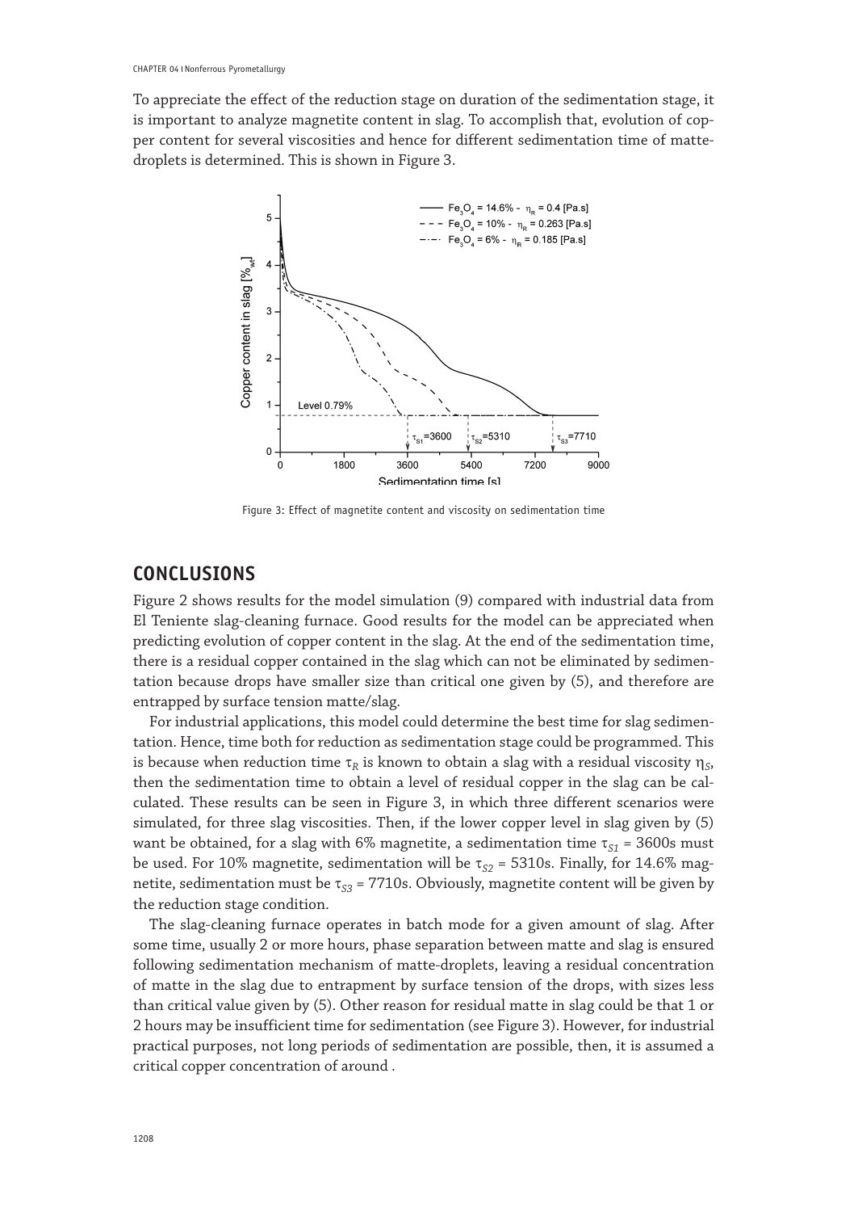To appreciate the effect of the reduction stage on duration of the sedimentation stage, it is important to analyze magnetite content in slag. To accomplish that, evolution of copper content for several viscosities and hence for different sedimentation time of matte-droplets is determined. This is shown in Figure 3.

$Fe_3O_4$ = 14.6% - $\eta_R$ = 0.4 [Pa.s]
$Fe_3O_4$ = 10% - $\eta_R$ = 0.263 [Pa.s]
$Fe_3O_4$ = 6% - $\eta_R$ = 0.185 [Pa.s]

Copper content in slag [%$_{wt}$]

Level 0.79%

$\tau_{S1}$=3600
$\tau_{S2}$=5310
$\tau_{S3}$=7710

0, 1, 2, 3, 4, 5

0, 1800, 3600, 5400, 7200, 9000

Sedimentation time [s]

Figure 3: Effect of magnetite content and viscosity on sedimentation time

## CONCLUSIONS

Figure 2 shows results for the model simulation (9) compared with industrial data from El Teniente slag-cleaning furnace. Good results for the model can be appreciated when predicting evolution of copper content in the slag. At the end of the sedimentation time, there is a residual copper contained in the slag which can not be eliminated by sedimentation because drops have smaller size than critical one given by (5), and therefore are entrapped by surface tension matte/slag.

For industrial applications, this model could determine the best time for slag sedimentation. Hence, time both for reduction as sedimentation stage could be programmed. This is because when reduction time $\tau_R$ is known to obtain a slag with a residual viscosity $\eta_S$, then the sedimentation time to obtain a level of residual copper in the slag can be calculated. These results can be seen in Figure 3, in which three different scenarios were simulated, for three slag viscosities. Then, if the lower copper level in slag given by (5) want be obtained, for a slag with 6% magnetite, a sedimentation time $\tau_{S1}$ = 3600s must be used. For 10% magnetite, sedimentation will be $\tau_{S2}$ = 5310s. Finally, for 14.6% magnetite, sedimentation must be $\tau_{S3}$ = 7710s. Obviously, magnetite content will be given by the reduction stage condition.

The slag-cleaning furnace operates in batch mode for a given amount of slag. After some time, usually 2 or more hours, phase separation between matte and slag is ensured following sedimentation mechanism of matte-droplets, leaving a residual concentration of matte in the slag due to entrapment by surface tension of the drops, with sizes less than critical value given by (5). Other reason for residual matte in slag could be that 1 or 2 hours may be insufficient time for sedimentation (see Figure 3). However, for industrial practical purposes, not long periods of sedimentation are possible, then, it is assumed a critical copper concentration of around .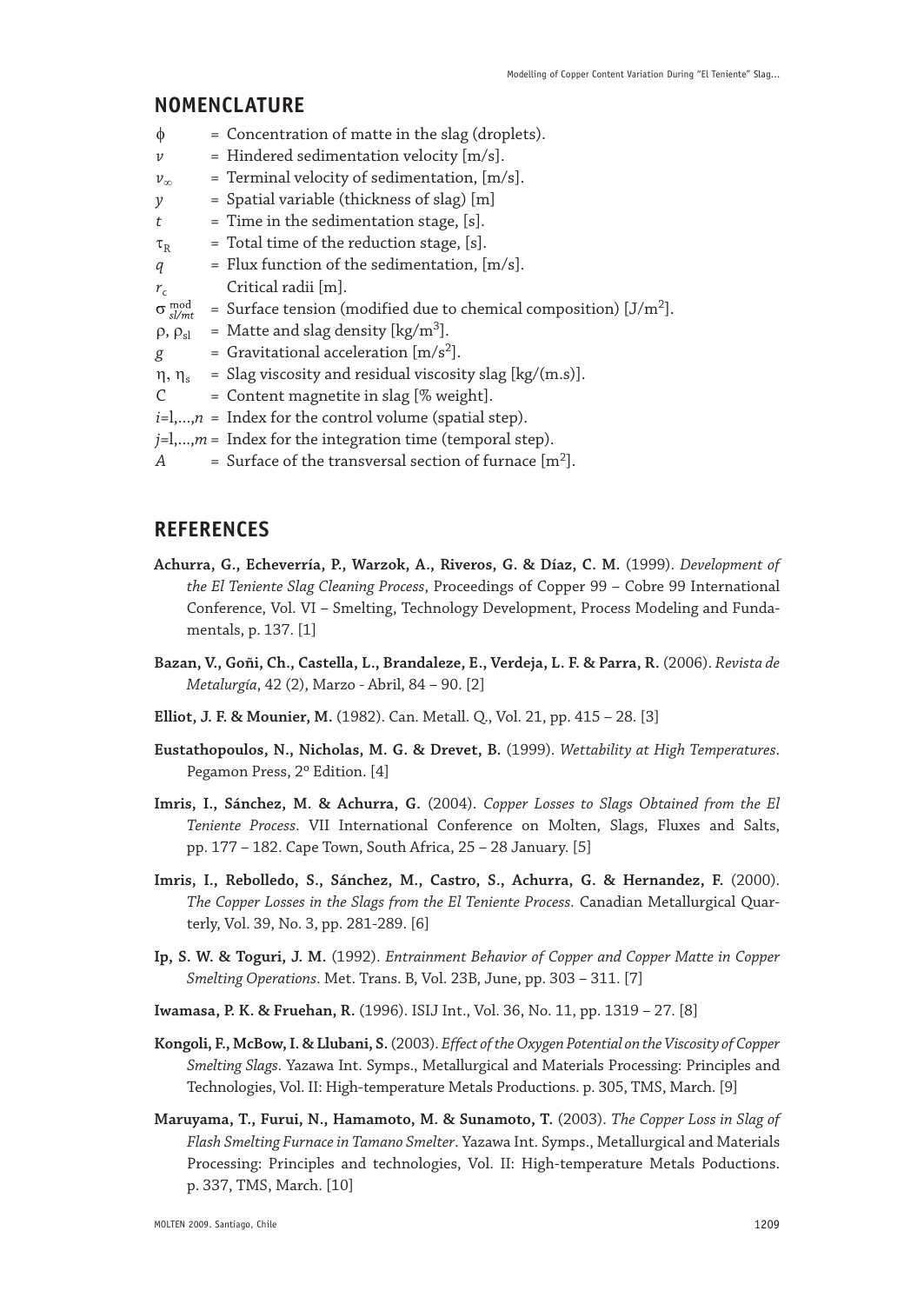## NOMENCLATURE

$\phi$ = Concentration of matte in the slag (droplets).
$v$ = Hindered sedimentation velocity [m/s].
$v_{\infty}$ = Terminal velocity of sedimentation, [m/s].
$y$ = Spatial variable (thickness of slag) [m]
$t$ = Time in the sedimentation stage, [s].
$\tau_R$ = Total time of the reduction stage, [s].
$q$ = Flux function of the sedimentation, [m/s].
$r_c$ Critical radii [m].
$\sigma_{sl/mt}^{mod}$ = Surface tension (modified due to chemical composition) [J/m$^2$].
$\rho$, $\rho_{sl}$ = Matte and slag density [kg/m$^3$].
$g$ = Gravitational acceleration [m/s$^2$].
$\eta$, $\eta_s$ = Slag viscosity and residual viscosity slag [kg/(m.s)].
$C$ = Content magnetite in slag [% weight].
$i$=1,...,$n$ = Index for the control volume (spatial step).
$j$=1,...,$m$ = Index for the integration time (temporal step).
$A$ = Surface of the transversal section of furnace [m$^2$].

## REFERENCES

**Achurra, G., Echeverría, P., Warzok, A., Riveros, G. & Díaz, C. M.** (1999). *Development of the El Teniente Slag Cleaning Process*, Proceedings of Copper 99 – Cobre 99 International Conference, Vol. VI – Smelting, Technology Development, Process Modeling and Fundamentals, p. 137. [1]

**Bazan, V., Goñi, Ch., Castella, L., Brandaleze, E., Verdeja, L. F. & Parra, R.** (2006). *Revista de Metalurgía*, 42 (2), Marzo - Abril, 84 – 90. [2]

**Elliot, J. F. & Mounier, M.** (1982). Can. Metall. Q., Vol. 21, pp. 415 – 28. [3]

**Eustathopoulos, N., Nicholas, M. G. & Drevet, B.** (1999). *Wettability at High Temperatures*. Pegamon Press, 2º Edition. [4]

**Imris, I., Sánchez, M. & Achurra, G.** (2004). *Copper Losses to Slags Obtained from the El Teniente Process*. VII International Conference on Molten, Slags, Fluxes and Salts, pp. 177 – 182. Cape Town, South Africa, 25 – 28 January. [5]

**Imris, I., Rebolledo, S., Sánchez, M., Castro, S., Achurra, G. & Hernandez, F.** (2000). *The Copper Losses in the Slags from the El Teniente Process*. Canadian Metallurgical Quarterly, Vol. 39, No. 3, pp. 281-289. [6]

**Ip, S. W. & Toguri, J. M.** (1992). *Entrainment Behavior of Copper and Copper Matte in Copper Smelting Operations*. Met. Trans. B, Vol. 23B, June, pp. 303 – 311. [7]

**Iwamasa, P. K. & Fruehan, R.** (1996). ISIJ Int., Vol. 36, No. 11, pp. 1319 – 27. [8]

**Kongoli, F., McBow, I. & Llubani, S.** (2003). *Effect of the Oxygen Potential on the Viscosity of Copper Smelting Slags*. Yazawa Int. Symps., Metallurgical and Materials Processing: Principles and Technologies, Vol. II: High-temperature Metals Productions. p. 305, TMS, March. [9]

**Maruyama, T., Furui, N., Hamamoto, M. & Sunamoto, T.** (2003). *The Copper Loss in Slag of Flash Smelting Furnace in Tamano Smelter*. Yazawa Int. Symps., Metallurgical and Materials Processing: Principles and technologies, Vol. II: High-temperature Metals Poductions. p. 337, TMS, March. [10]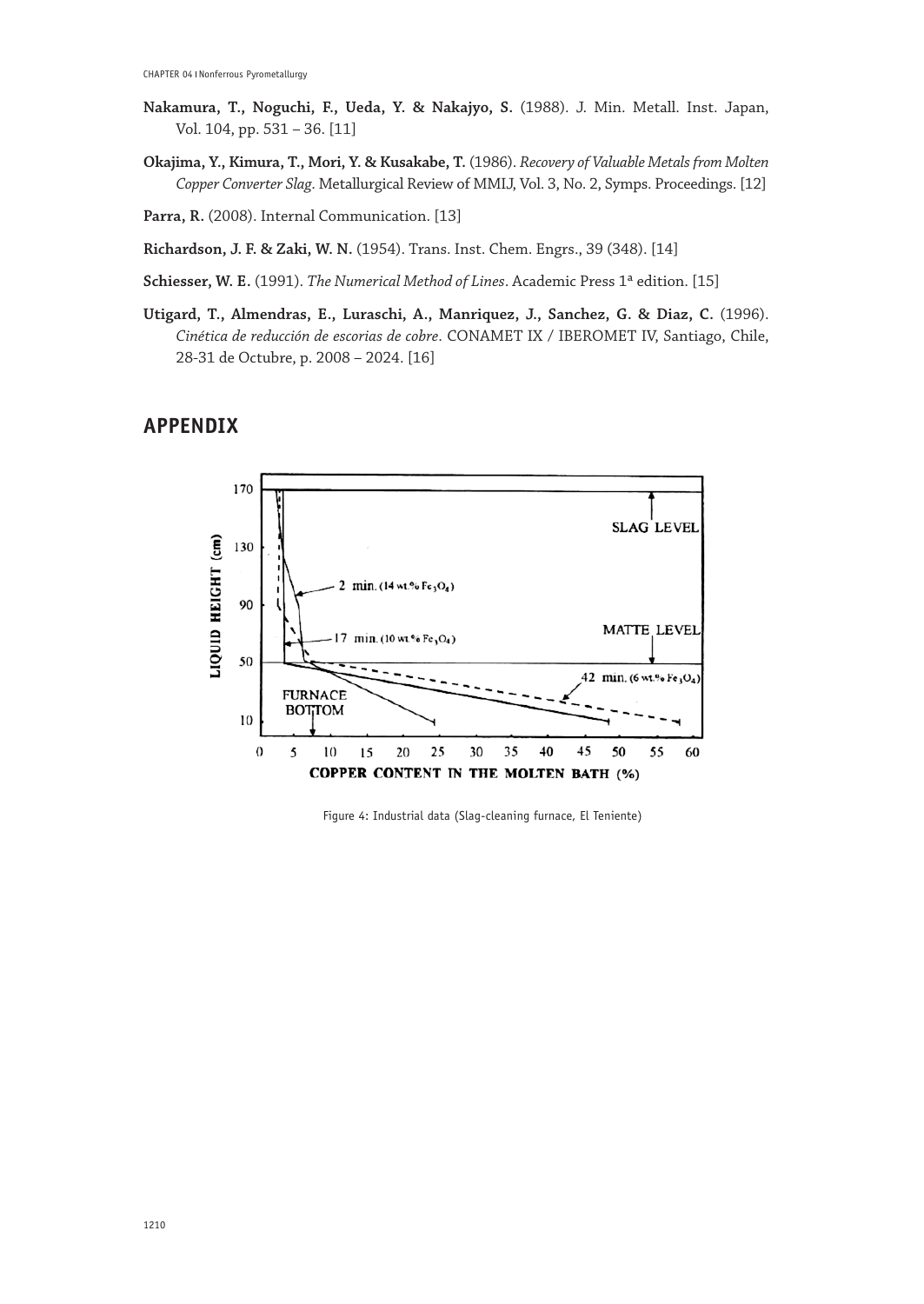**Nakamura, T., Noguchi, F., Ueda, Y. & Nakajyo, S.** (1988). J. Min. Metall. Inst. Japan, Vol. 104, pp. 531 – 36. [11]

**Okajima, Y., Kimura, T., Mori, Y. & Kusakabe, T.** (1986). *Recovery of Valuable Metals from Molten Copper Converter Slag*. Metallurgical Review of MMIJ, Vol. 3, No. 2, Symps. Proceedings. [12]

**Parra, R.** (2008). Internal Communication. [13]

**Richardson, J. F. & Zaki, W. N.** (1954). Trans. Inst. Chem. Engrs., 39 (348). [14]

**Schiesser, W. E.** (1991). *The Numerical Method of Lines*. Academic Press 1ª edition. [15]

**Utigard, T., Almendras, E., Luraschi, A., Manriquez, J., Sanchez, G. & Diaz, C.** (1996). *Cinética de reducción de escorias de cobre*. CONAMET IX / IBEROMET IV, Santiago, Chile, 28-31 de Octubre, p. 2008 – 2024. [16]

## APPENDIX

LIQUID HEIGHT (cm)

170
130
90
50
10

SLAG LEVEL

MATTE LEVEL

FURNACE BOTTOM

2 min. (14 wt.% $Fe_3O_4$)

17 min. (10 wt.% $Fe_3O_4$)

42 min. (6 wt.% $Fe_3O_4$)

0 5 10 15 20 25 30 35 40 45 50 55 60

COPPER CONTENT IN THE MOLTEN BATH (%)

Figure 4: Industrial data (Slag-cleaning furnace, El Teniente)